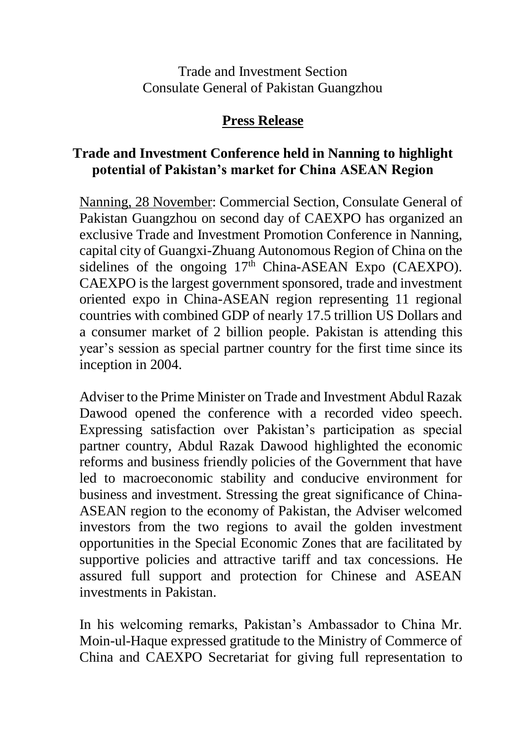Trade and Investment Section
Consulate General of Pakistan Guangzhou

## **Press Release**

### Trade and Investment Conference held in Nanning to highlight potential of Pakistan's market for China ASEAN Region

Nanning, 28 November: Commercial Section, Consulate General of Pakistan Guangzhou on second day of CAEXPO has organized an exclusive Trade and Investment Promotion Conference in Nanning, capital city of Guangxi-Zhuang Autonomous Region of China on the sidelines of the ongoing 17th China-ASEAN Expo (CAEXPO). CAEXPO is the largest government sponsored, trade and investment oriented expo in China-ASEAN region representing 11 regional countries with combined GDP of nearly 17.5 trillion US Dollars and a consumer market of 2 billion people. Pakistan is attending this year's session as special partner country for the first time since its inception in 2004.

Adviser to the Prime Minister on Trade and Investment Abdul Razak Dawood opened the conference with a recorded video speech. Expressing satisfaction over Pakistan's participation as special partner country, Abdul Razak Dawood highlighted the economic reforms and business friendly policies of the Government that have led to macroeconomic stability and conducive environment for business and investment. Stressing the great significance of China-ASEAN region to the economy of Pakistan, the Adviser welcomed investors from the two regions to avail the golden investment opportunities in the Special Economic Zones that are facilitated by supportive policies and attractive tariff and tax concessions. He assured full support and protection for Chinese and ASEAN investments in Pakistan.

In his welcoming remarks, Pakistan's Ambassador to China Mr. Moin-ul-Haque expressed gratitude to the Ministry of Commerce of China and CAEXPO Secretariat for giving full representation to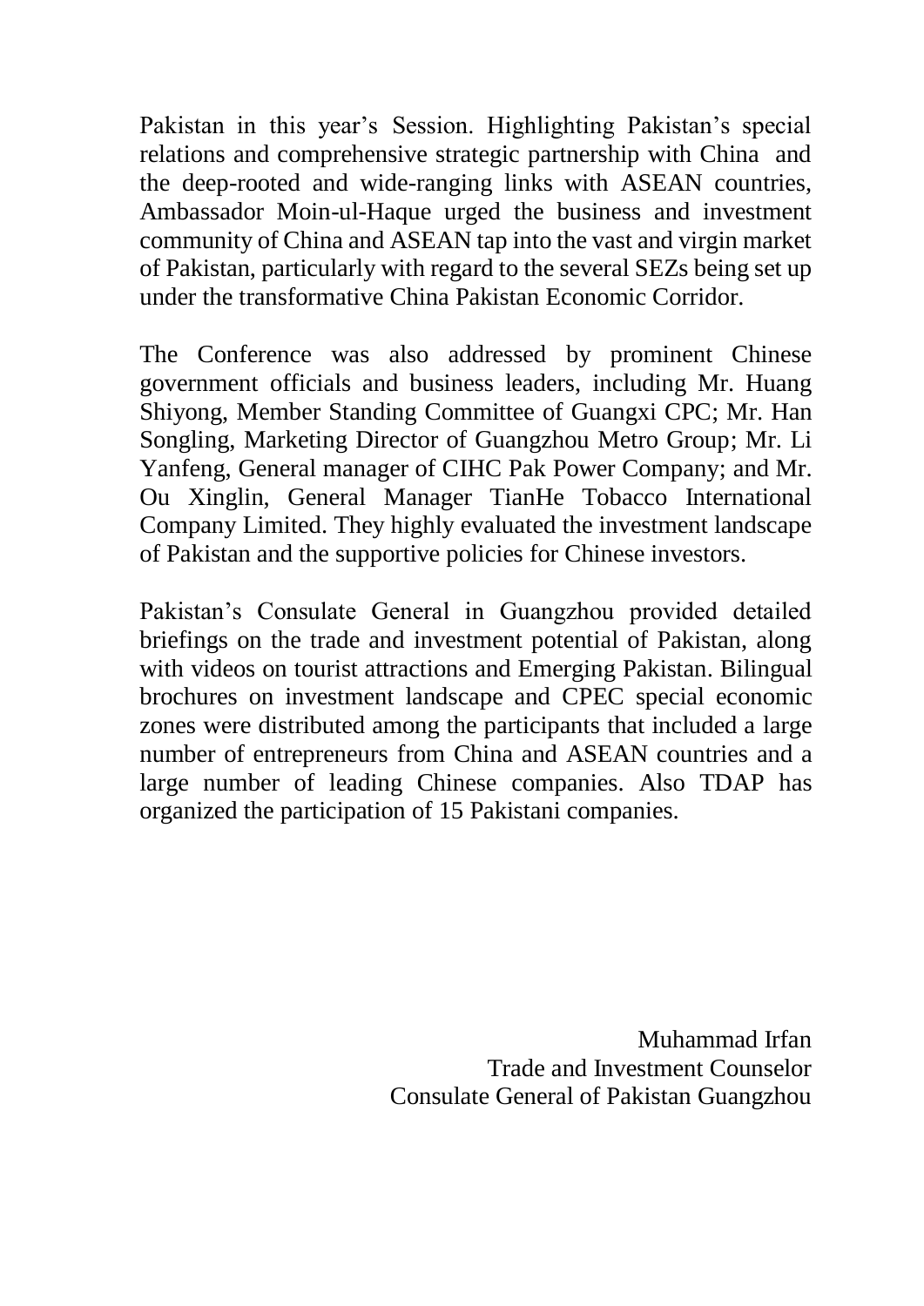Pakistan in this year's Session. Highlighting Pakistan's special relations and comprehensive strategic partnership with China and the deep-rooted and wide-ranging links with ASEAN countries, Ambassador Moin-ul-Haque urged the business and investment community of China and ASEAN tap into the vast and virgin market of Pakistan, particularly with regard to the several SEZs being set up under the transformative China Pakistan Economic Corridor.

The Conference was also addressed by prominent Chinese government officials and business leaders, including Mr. Huang Shiyong, Member Standing Committee of Guangxi CPC; Mr. Han Songling, Marketing Director of Guangzhou Metro Group; Mr. Li Yanfeng, General manager of CIHC Pak Power Company; and Mr. Ou Xinglin, General Manager TianHe Tobacco International Company Limited. They highly evaluated the investment landscape of Pakistan and the supportive policies for Chinese investors.

Pakistan's Consulate General in Guangzhou provided detailed briefings on the trade and investment potential of Pakistan, along with videos on tourist attractions and Emerging Pakistan. Bilingual brochures on investment landscape and CPEC special economic zones were distributed among the participants that included a large number of entrepreneurs from China and ASEAN countries and a large number of leading Chinese companies. Also TDAP has organized the participation of 15 Pakistani companies.

Muhammad Irfan  
Trade and Investment Counselor  
Consulate General of Pakistan Guangzhou